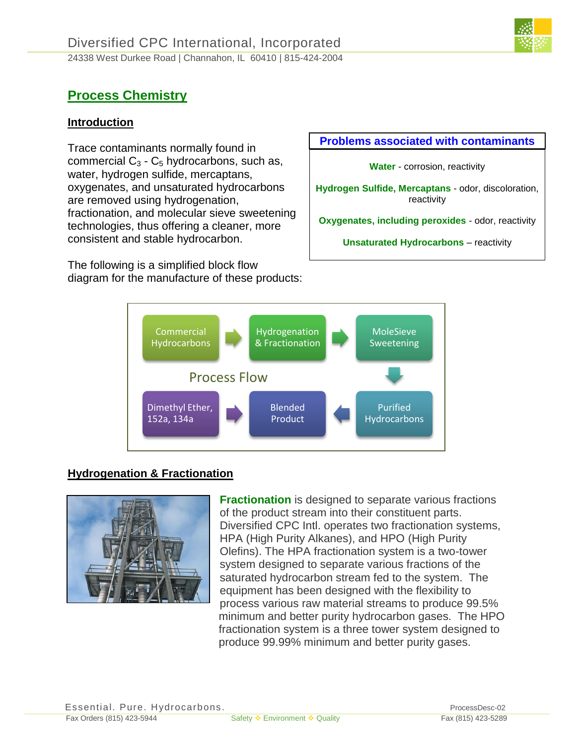# Process Chemistry

## Introduction

Trace contaminants normally found in commercial $C_3$ - $C_5$ hydrocarbons, such as, water, hydrogen sulfide, mercaptans, oxygenates, and unsaturated hydrocarbons are removed using hydrogenation, fractionation, and molecular sieve sweetening technologies, thus offering a cleaner, more consistent and stable hydrocarbon.

**Problems associated with contaminants**

**Water** - corrosion, reactivity

**Hydrogen Sulfide, Mercaptans** - odor, discoloration, reactivity

**Oxygenates, including peroxides** - odor, reactivity

**Unsaturated Hydrocarbons** – reactivity

The following is a simplified block flow diagram for the manufacture of these products:

**Process Flow**

Commercial Hydrocarbons → Hydrogenation & Fractionation → MoleSieve Sweetening → Purified Hydrocarbons → Blended Product ← Dimethyl Ether, 152a, 134a

## Hydrogenation & Fractionation

**Fractionation** is designed to separate various fractions of the product stream into their constituent parts. Diversified CPC Intl. operates two fractionation systems, HPA (High Purity Alkanes), and HPO (High Purity Olefins). The HPA fractionation system is a two-tower system designed to separate various fractions of the saturated hydrocarbon stream fed to the system. The equipment has been designed with the flexibility to process various raw material streams to produce 99.5% minimum and better purity hydrocarbon gases. The HPO fractionation system is a three tower system designed to produce 99.99% minimum and better purity gases.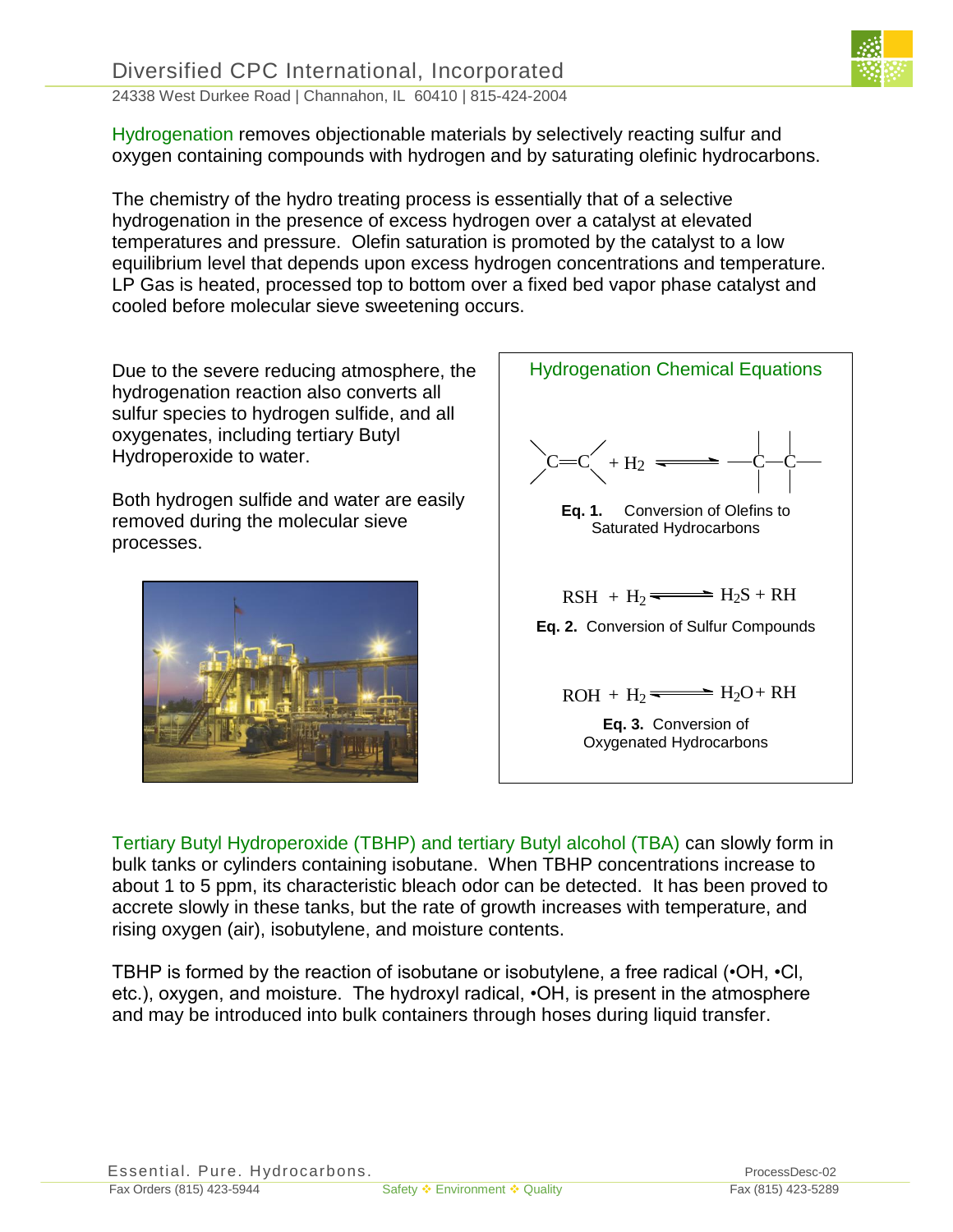Hydrogenation removes objectionable materials by selectively reacting sulfur and oxygen containing compounds with hydrogen and by saturating olefinic hydrocarbons.

The chemistry of the hydro treating process is essentially that of a selective hydrogenation in the presence of excess hydrogen over a catalyst at elevated temperatures and pressure. Olefin saturation is promoted by the catalyst to a low equilibrium level that depends upon excess hydrogen concentrations and temperature. LP Gas is heated, processed top to bottom over a fixed bed vapor phase catalyst and cooled before molecular sieve sweetening occurs.

Due to the severe reducing atmosphere, the hydrogenation reaction also converts all sulfur species to hydrogen sulfide, and all oxygenates, including tertiary Butyl Hydroperoxide to water.

Both hydrogen sulfide and water are easily removed during the molecular sieve processes.

### Hydrogenation Chemical Equations

$$>C=C< + H_2 \rightleftharpoons -\overset{|}{\underset{|}{C}}-\overset{|}{\underset{|}{C}}-$$

**Eq. 1.** Conversion of Olefins to Saturated Hydrocarbons

$$RSH + H_2 \rightleftharpoons H_2S + RH$$

**Eq. 2.** Conversion of Sulfur Compounds

$$ROH + H_2 \rightleftharpoons H_2O + RH$$

**Eq. 3.** Conversion of Oxygenated Hydrocarbons

Tertiary Butyl Hydroperoxide (TBHP) and tertiary Butyl alcohol (TBA) can slowly form in bulk tanks or cylinders containing isobutane. When TBHP concentrations increase to about 1 to 5 ppm, its characteristic bleach odor can be detected. It has been proved to accrete slowly in these tanks, but the rate of growth increases with temperature, and rising oxygen (air), isobutylene, and moisture contents.

TBHP is formed by the reaction of isobutane or isobutylene, a free radical (•OH, •Cl, etc.), oxygen, and moisture. The hydroxyl radical, •OH, is present in the atmosphere and may be introduced into bulk containers through hoses during liquid transfer.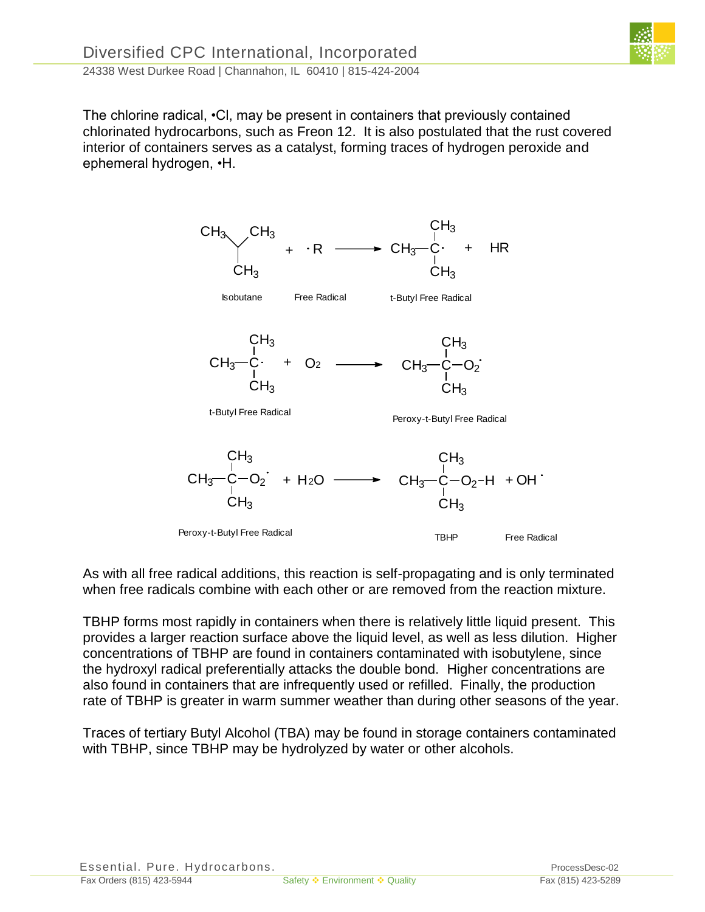The chlorine radical, •Cl, may be present in containers that previously contained chlorinated hydrocarbons, such as Freon 12. It is also postulated that the rust covered interior of containers serves as a catalyst, forming traces of hydrogen peroxide and ephemeral hydrogen, •H.

$$(CH_3)_3CH + \cdot R \longrightarrow (CH_3)_3C\cdot + HR$$

Isobutane + Free Radical → t-Butyl Free Radical

$$(CH_3)_3C\cdot + O_2 \longrightarrow (CH_3)_3C{-}O_2\cdot$$

t-Butyl Free Radical → Peroxy-t-Butyl Free Radical

$$(CH_3)_3C{-}O_2\cdot + H_2O \longrightarrow (CH_3)_3C{-}O_2{-}H + OH\cdot$$

Peroxy-t-Butyl Free Radical → TBHP + Free Radical

As with all free radical additions, this reaction is self-propagating and is only terminated when free radicals combine with each other or are removed from the reaction mixture.

TBHP forms most rapidly in containers when there is relatively little liquid present. This provides a larger reaction surface above the liquid level, as well as less dilution. Higher concentrations of TBHP are found in containers contaminated with isobutylene, since the hydroxyl radical preferentially attacks the double bond. Higher concentrations are also found in containers that are infrequently used or refilled. Finally, the production rate of TBHP is greater in warm summer weather than during other seasons of the year.

Traces of tertiary Butyl Alcohol (TBA) may be found in storage containers contaminated with TBHP, since TBHP may be hydrolyzed by water or other alcohols.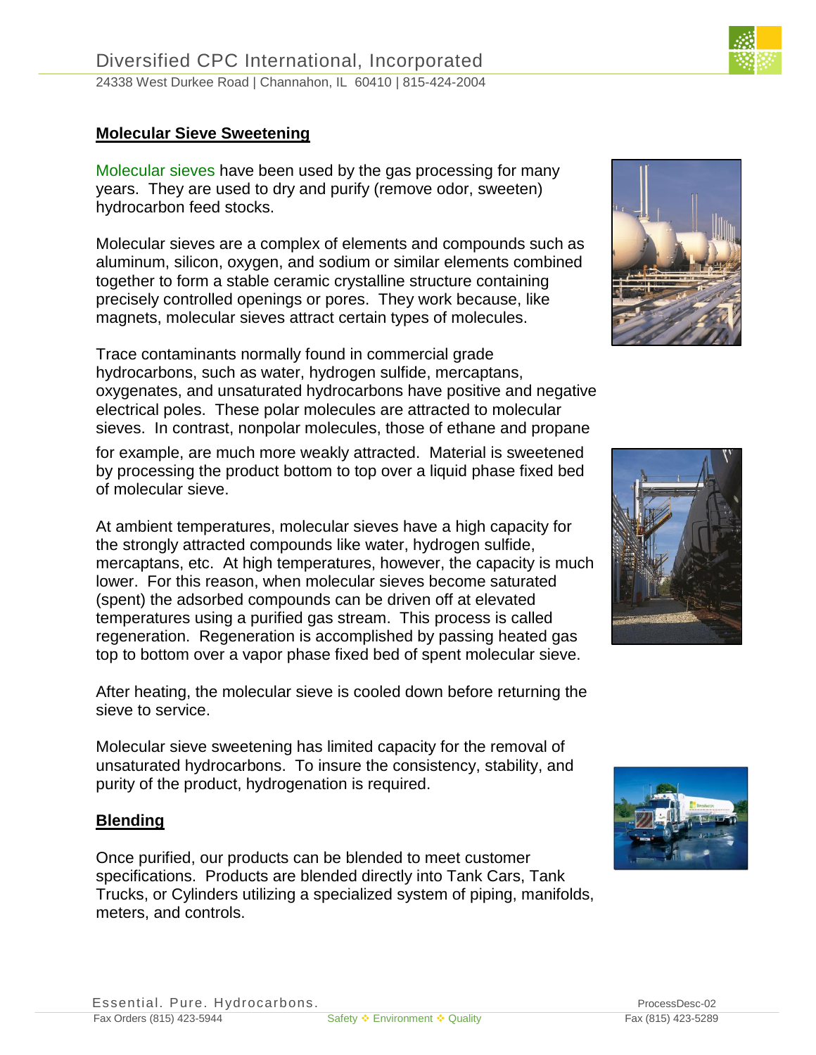## Molecular Sieve Sweetening

Molecular sieves have been used by the gas processing for many years. They are used to dry and purify (remove odor, sweeten) hydrocarbon feed stocks.

Molecular sieves are a complex of elements and compounds such as aluminum, silicon, oxygen, and sodium or similar elements combined together to form a stable ceramic crystalline structure containing precisely controlled openings or pores. They work because, like magnets, molecular sieves attract certain types of molecules.

Trace contaminants normally found in commercial grade hydrocarbons, such as water, hydrogen sulfide, mercaptans, oxygenates, and unsaturated hydrocarbons have positive and negative electrical poles. These polar molecules are attracted to molecular sieves. In contrast, nonpolar molecules, those of ethane and propane for example, are much more weakly attracted. Material is sweetened by processing the product bottom to top over a liquid phase fixed bed of molecular sieve.

At ambient temperatures, molecular sieves have a high capacity for the strongly attracted compounds like water, hydrogen sulfide, mercaptans, etc. At high temperatures, however, the capacity is much lower. For this reason, when molecular sieves become saturated (spent) the adsorbed compounds can be driven off at elevated temperatures using a purified gas stream. This process is called regeneration. Regeneration is accomplished by passing heated gas top to bottom over a vapor phase fixed bed of spent molecular sieve.

After heating, the molecular sieve is cooled down before returning the sieve to service.

Molecular sieve sweetening has limited capacity for the removal of unsaturated hydrocarbons. To insure the consistency, stability, and purity of the product, hydrogenation is required.

## Blending

Once purified, our products can be blended to meet customer specifications. Products are blended directly into Tank Cars, Tank Trucks, or Cylinders utilizing a specialized system of piping, manifolds, meters, and controls.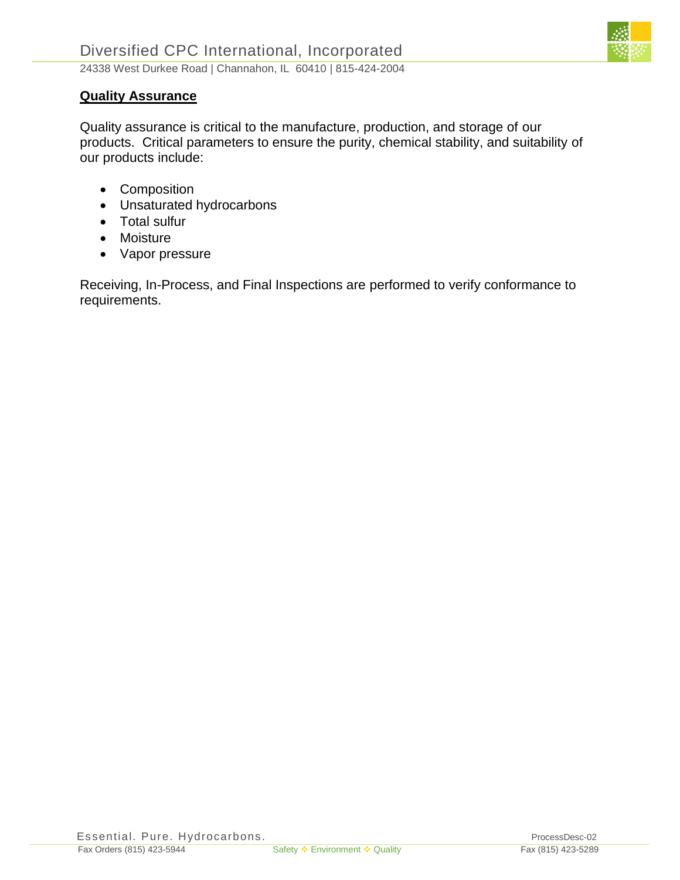## Quality Assurance

Quality assurance is critical to the manufacture, production, and storage of our products. Critical parameters to ensure the purity, chemical stability, and suitability of our products include:

- Composition
- Unsaturated hydrocarbons
- Total sulfur
- Moisture
- Vapor pressure

Receiving, In-Process, and Final Inspections are performed to verify conformance to requirements.